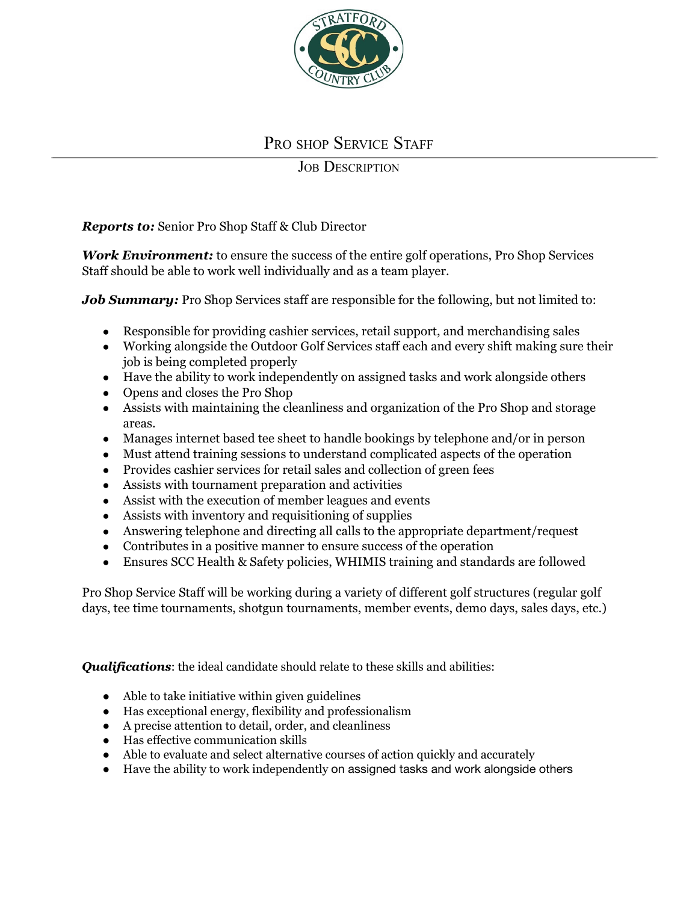# Pro shop Service Staff

## Job Description

***Reports to:*** Senior Pro Shop Staff & Club Director

***Work Environment:*** to ensure the success of the entire golf operations, Pro Shop Services Staff should be able to work well individually and as a team player.

***Job Summary:*** Pro Shop Services staff are responsible for the following, but not limited to:

- Responsible for providing cashier services, retail support, and merchandising sales
- Working alongside the Outdoor Golf Services staff each and every shift making sure their job is being completed properly
- Have the ability to work independently on assigned tasks and work alongside others
- Opens and closes the Pro Shop
- Assists with maintaining the cleanliness and organization of the Pro Shop and storage areas.
- Manages internet based tee sheet to handle bookings by telephone and/or in person
- Must attend training sessions to understand complicated aspects of the operation
- Provides cashier services for retail sales and collection of green fees
- Assists with tournament preparation and activities
- Assist with the execution of member leagues and events
- Assists with inventory and requisitioning of supplies
- Answering telephone and directing all calls to the appropriate department/request
- Contributes in a positive manner to ensure success of the operation
- Ensures SCC Health & Safety policies, WHIMIS training and standards are followed

Pro Shop Service Staff will be working during a variety of different golf structures (regular golf days, tee time tournaments, shotgun tournaments, member events, demo days, sales days, etc.)

***Qualifications***: the ideal candidate should relate to these skills and abilities:

- Able to take initiative within given guidelines
- Has exceptional energy, flexibility and professionalism
- A precise attention to detail, order, and cleanliness
- Has effective communication skills
- Able to evaluate and select alternative courses of action quickly and accurately
- Have the ability to work independently on assigned tasks and work alongside others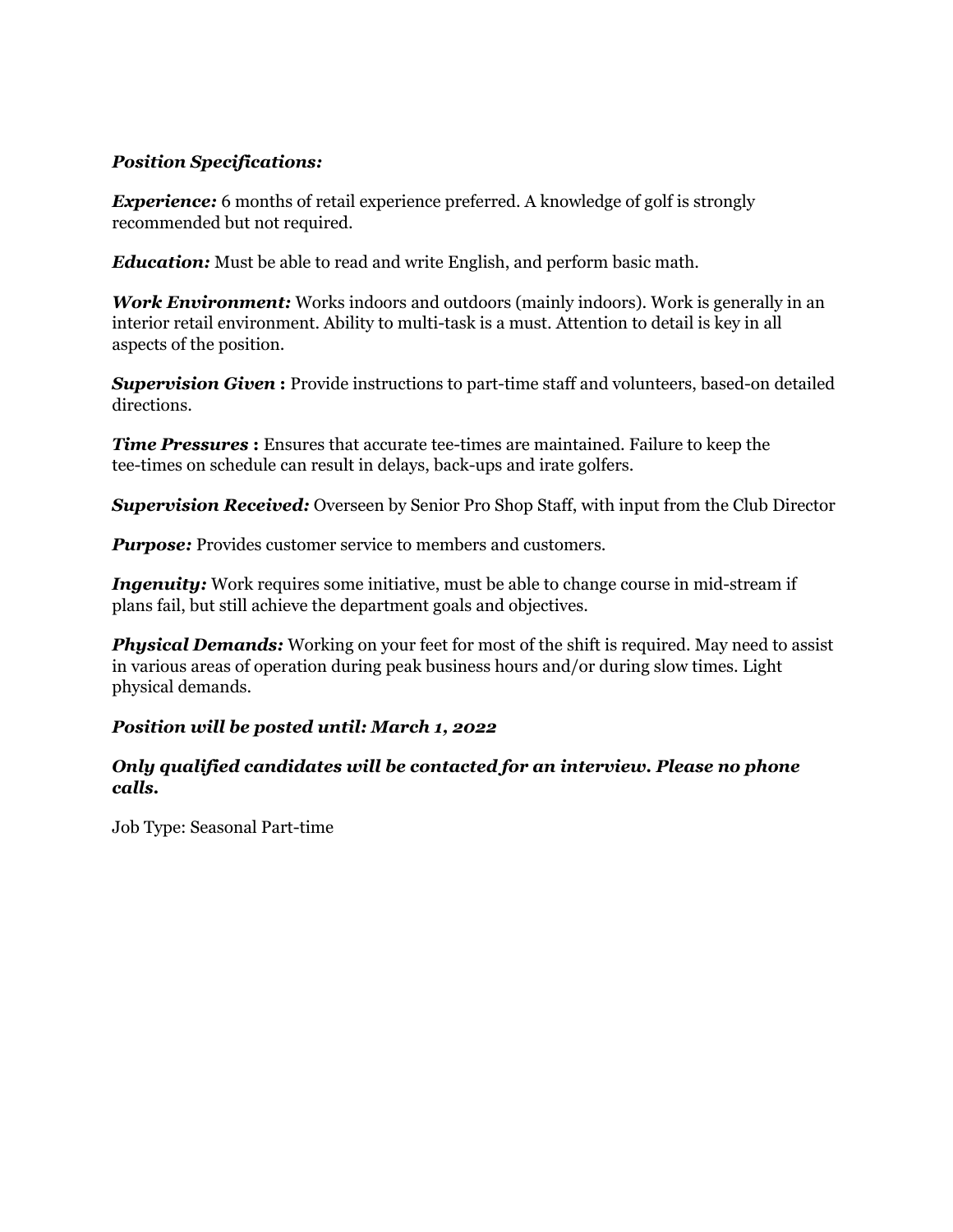***Position Specifications:***

***Experience:*** 6 months of retail experience preferred. A knowledge of golf is strongly recommended but not required.

***Education:*** Must be able to read and write English, and perform basic math.

***Work Environment:*** Works indoors and outdoors (mainly indoors). Work is generally in an interior retail environment. Ability to multi-task is a must. Attention to detail is key in all aspects of the position.

***Supervision Given* :** Provide instructions to part-time staff and volunteers, based-on detailed directions.

***Time Pressures* :** Ensures that accurate tee-times are maintained. Failure to keep the tee-times on schedule can result in delays, back-ups and irate golfers.

***Supervision Received:*** Overseen by Senior Pro Shop Staff, with input from the Club Director

***Purpose:*** Provides customer service to members and customers.

***Ingenuity:*** Work requires some initiative, must be able to change course in mid-stream if plans fail, but still achieve the department goals and objectives.

***Physical Demands:*** Working on your feet for most of the shift is required. May need to assist in various areas of operation during peak business hours and/or during slow times. Light physical demands.

***Position will be posted until: March 1, 2022***

***Only qualified candidates will be contacted for an interview. Please no phone calls.***

Job Type: Seasonal Part-time